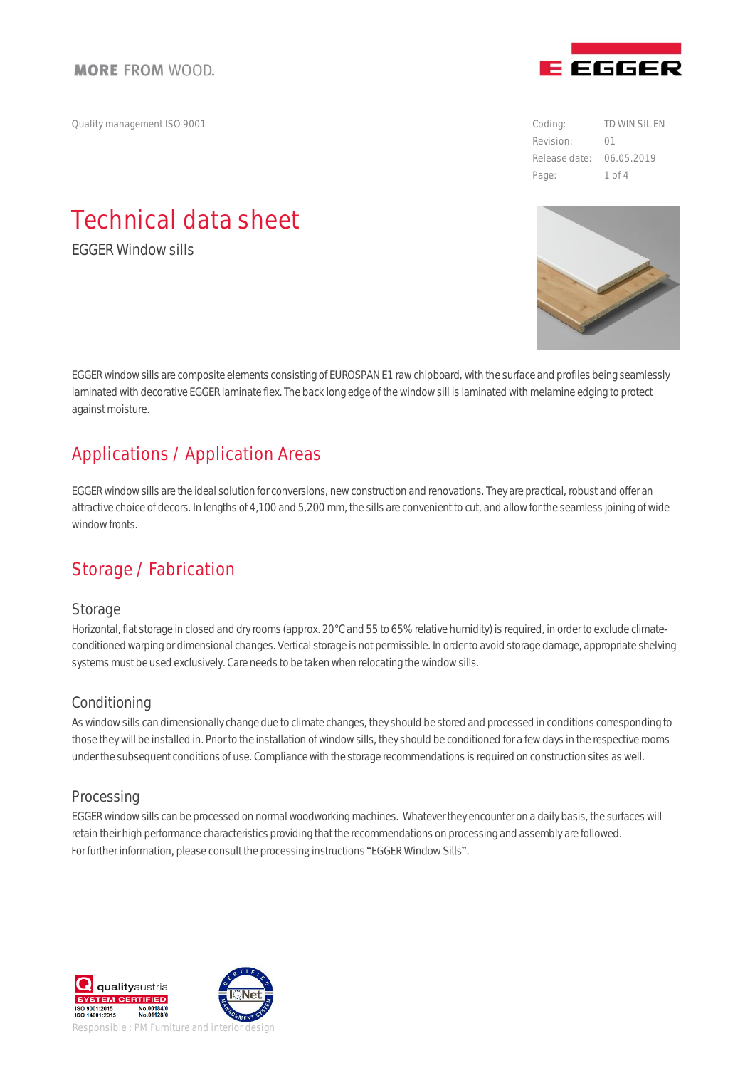MORE FROM WOOD.

Quality management ISO 9001

| Coding: | TD WIN SIL EN |
| --- | --- |
| Revision: | 01 |
| Release date: | 06.05.2019 |

# Technical data sheet

EGGER Window sills

EGGER window sills are composite elements consisting of EUROSPAN E1 raw chipboard, with the surface and profiles being seamlessly laminated with decorative EGGER laminate flex. The back long edge of the window sill is laminated with melamine edging to protect against moisture.

## Applications / Application Areas

EGGER window sills are the ideal solution for conversions, new construction and renovations. They are practical, robust and offer an attractive choice of decors. In lengths of 4,100 and 5,200 mm, the sills are convenient to cut, and allow for the seamless joining of wide window fronts.

## Storage / Fabrication

### Storage

Horizontal, flat storage in closed and dry rooms (approx. 20°C and 55 to 65% relative humidity) is required, in order to exclude climate-conditioned warping or dimensional changes. Vertical storage is not permissible. In order to avoid storage damage, appropriate shelving systems must be used exclusively. Care needs to be taken when relocating the window sills.

### Conditioning

As window sills can dimensionally change due to climate changes, they should be stored and processed in conditions corresponding to those they will be installed in. Prior to the installation of window sills, they should be conditioned for a few days in the respective rooms under the subsequent conditions of use. Compliance with the storage recommendations is required on construction sites as well.

### Processing

EGGER window sills can be processed on normal woodworking machines. Whatever they encounter on a daily basis, the surfaces will retain their high performance characteristics providing that the recommendations on processing and assembly are followed.
For further information, please consult the processing instructions “EGGER Window Sills”.

Responsible : PM Furniture and interior design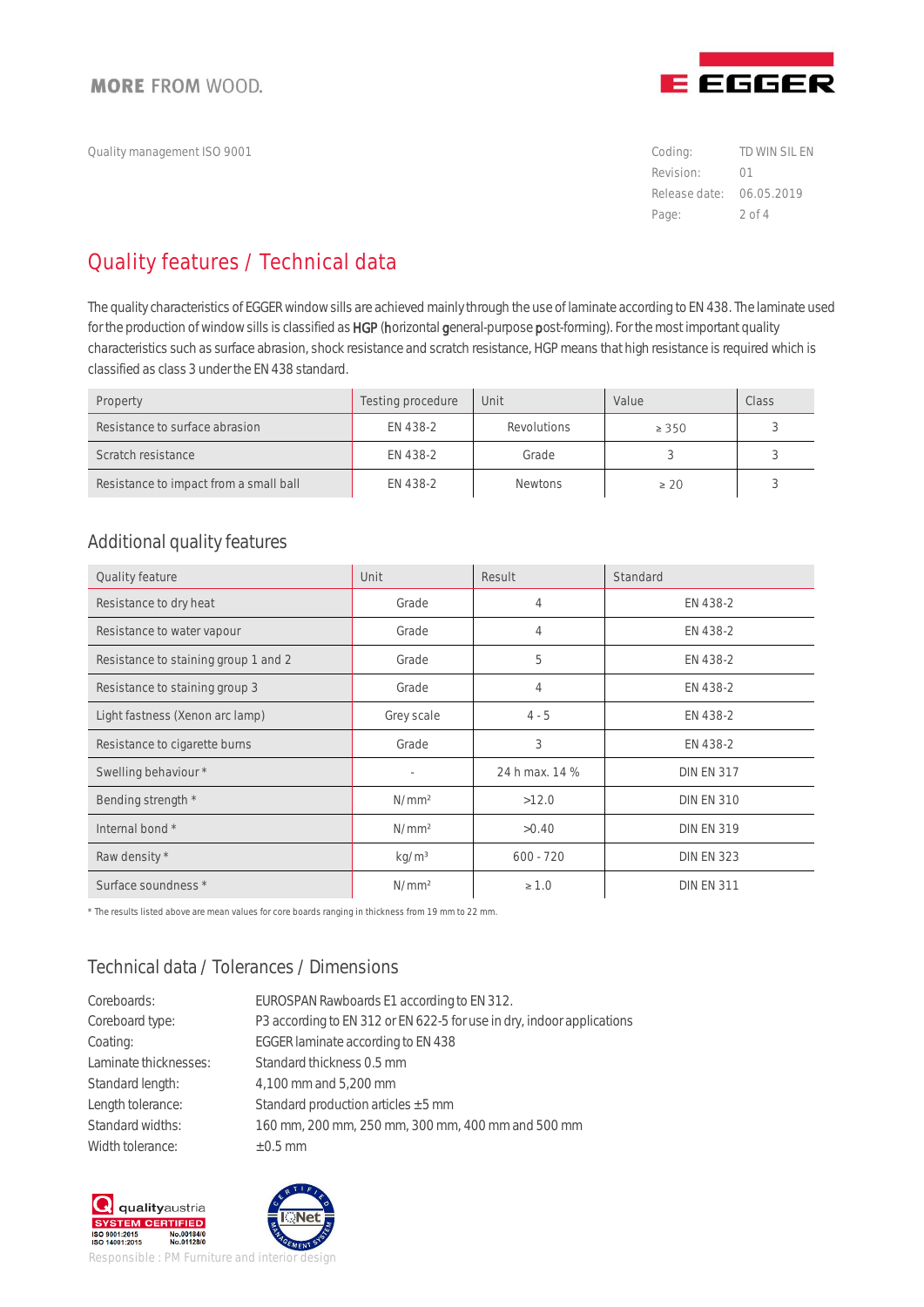MORE FROM WOOD.

Quality management ISO 9001

| Coding: | TD WIN SIL EN |
|---|---|
| Revision: | 01 |
| Release date: | 06.05.2019 |

# Quality features / Technical data

The quality characteristics of EGGER window sills are achieved mainly through the use of laminate according to EN 438. The laminate used for the production of window sills is classified as **HGP** (**h**orizontal **g**eneral-purpose **p**ost-forming). For the most important quality characteristics such as surface abrasion, shock resistance and scratch resistance, HGP means that high resistance is required which is classified as class 3 under the EN 438 standard.

| Property | Testing procedure | Unit | Value | Class |
|---|---|---|---|---|
| Resistance to surface abrasion | EN 438-2 | Revolutions | ≥ 350 | 3 |
| Scratch resistance | EN 438-2 | Grade | 3 | 3 |
| Resistance to impact from a small ball | EN 438-2 | Newtons | ≥ 20 | 3 |

## Additional quality features

| Quality feature | Unit | Result | Standard |
|---|---|---|---|
| Resistance to dry heat | Grade | 4 | EN 438-2 |
| Resistance to water vapour | Grade | 4 | EN 438-2 |
| Resistance to staining group 1 and 2 | Grade | 5 | EN 438-2 |
| Resistance to staining group 3 | Grade | 4 | EN 438-2 |
| Light fastness (Xenon arc lamp) | Grey scale | 4 - 5 | EN 438-2 |
| Resistance to cigarette burns | Grade | 3 | EN 438-2 |
| Swelling behaviour * | - | 24 h max. 14 % | DIN EN 317 |
| Bending strength * | N/mm² | >12.0 | DIN EN 310 |
| Internal bond * | N/mm² | >0.40 | DIN EN 319 |
| Raw density * | kg/m³ | 600 - 720 | DIN EN 323 |
| Surface soundness * | N/mm² | ≥ 1.0 | DIN EN 311 |

* The results listed above are mean values for core boards ranging in thickness from 19 mm to 22 mm.

## Technical data / Tolerances / Dimensions

| | |
|---|---|
| Coreboards: | EUROSPAN Rawboards E1 according to EN 312. |
| Coreboard type: | P3 according to EN 312 or EN 622-5 for use in dry, indoor applications |
| Coating: | EGGER laminate according to EN 438 |
| Laminate thicknesses: | Standard thickness 0.5 mm |
| Standard length: | 4,100 mm and 5,200 mm |
| Length tolerance: | Standard production articles ±5 mm |
| Standard widths: | 160 mm, 200 mm, 250 mm, 300 mm, 400 mm and 500 mm |
| Width tolerance: | ±0.5 mm |

qualityaustria SYSTEM CERTIFIED ISO 9001:2015 No.00184/0 ISO 14001:2015 No.01128/0

Responsible : PM Furniture and interior design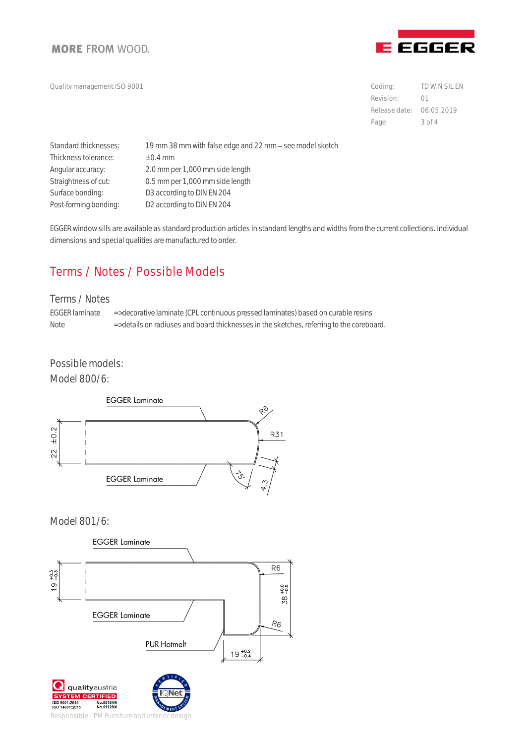| | |
|---|---|
| Standard thicknesses: | 19 mm 38 mm with false edge and 22 mm – see model sketch |
| Thickness tolerance: | ±0.4 mm |
| Angular accuracy: | 2.0 mm per 1,000 mm side length |
| Straightness of cut: | 0.5 mm per 1,000 mm side length |
| Surface bonding: | D3 according to DIN EN 204 |
| Post-forming bonding: | D2 according to DIN EN 204 |

EGGER window sills are available as standard production articles in standard lengths and widths from the current collections. Individual dimensions and special qualities are manufactured to order.

## Terms / Notes / Possible Models

### Terms / Notes

| | |
|---|---|
| EGGER laminate | =>decorative laminate (CPL continuous pressed laminates) based on curable resins |
| Note | =>details on radiuses and board thicknesses in the sketches, referring to the coreboard. |

### Possible models:

### Model 800/6:

EGGER Laminate

R6

R31

22 ±0.2

EGGER Laminate

75°

4.3

### Model 801/6:

EGGER Laminate

R6

19 +0.3 −0.3

38 +0.0 −0.5

EGGER Laminate

R6

PUR-Hotmelt

19 +0.2 −0.4

Responsible : PM Furniture and interior design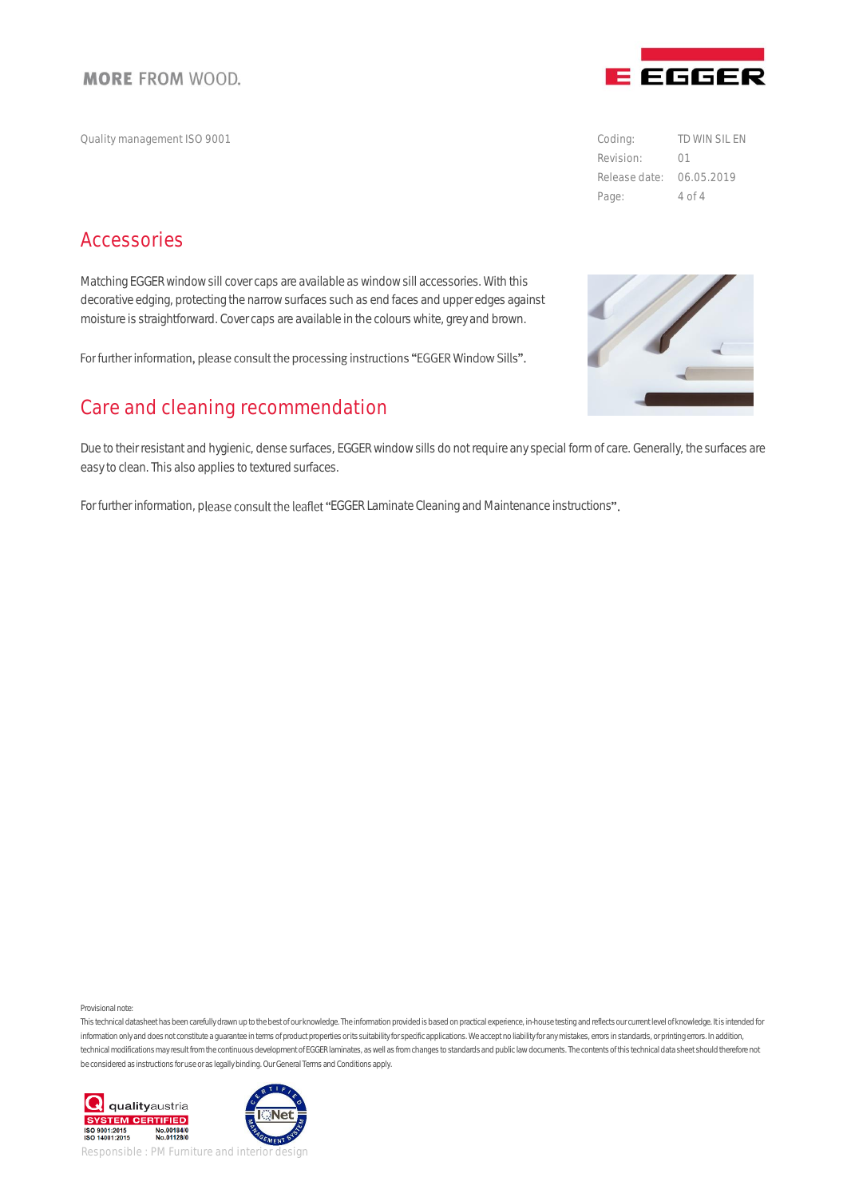## Accessories

Matching EGGER window sill cover caps are available as window sill accessories. With this decorative edging, protecting the narrow surfaces such as end faces and upper edges against moisture is straightforward. Cover caps are available in the colours white, grey and brown.

For further information, please consult the processing instructions “EGGER Window Sills”.

## Care and cleaning recommendation

Due to their resistant and hygienic, dense surfaces, EGGER window sills do not require any special form of care. Generally, the surfaces are easy to clean. This also applies to textured surfaces.

For further information, please consult the leaflet “EGGER Laminate Cleaning and Maintenance instructions”.

Provisional note:

This technical datasheet has been carefully drawn up to the best of our knowledge. The information provided is based on practical experience, in-house testing and reflects our current level of knowledge. It is intended for information only and does not constitute a guarantee in terms of product properties or its suitability for specific applications. We accept no liability for any mistakes, errors in standards, or printing errors. In addition, technical modifications may result from the continuous development of EGGER laminates, as well as from changes to standards and public law documents. The contents of this technical data sheet should therefore not be considered as instructions for use or as legally binding. Our General Terms and Conditions apply.

Responsible : PM Furniture and interior design